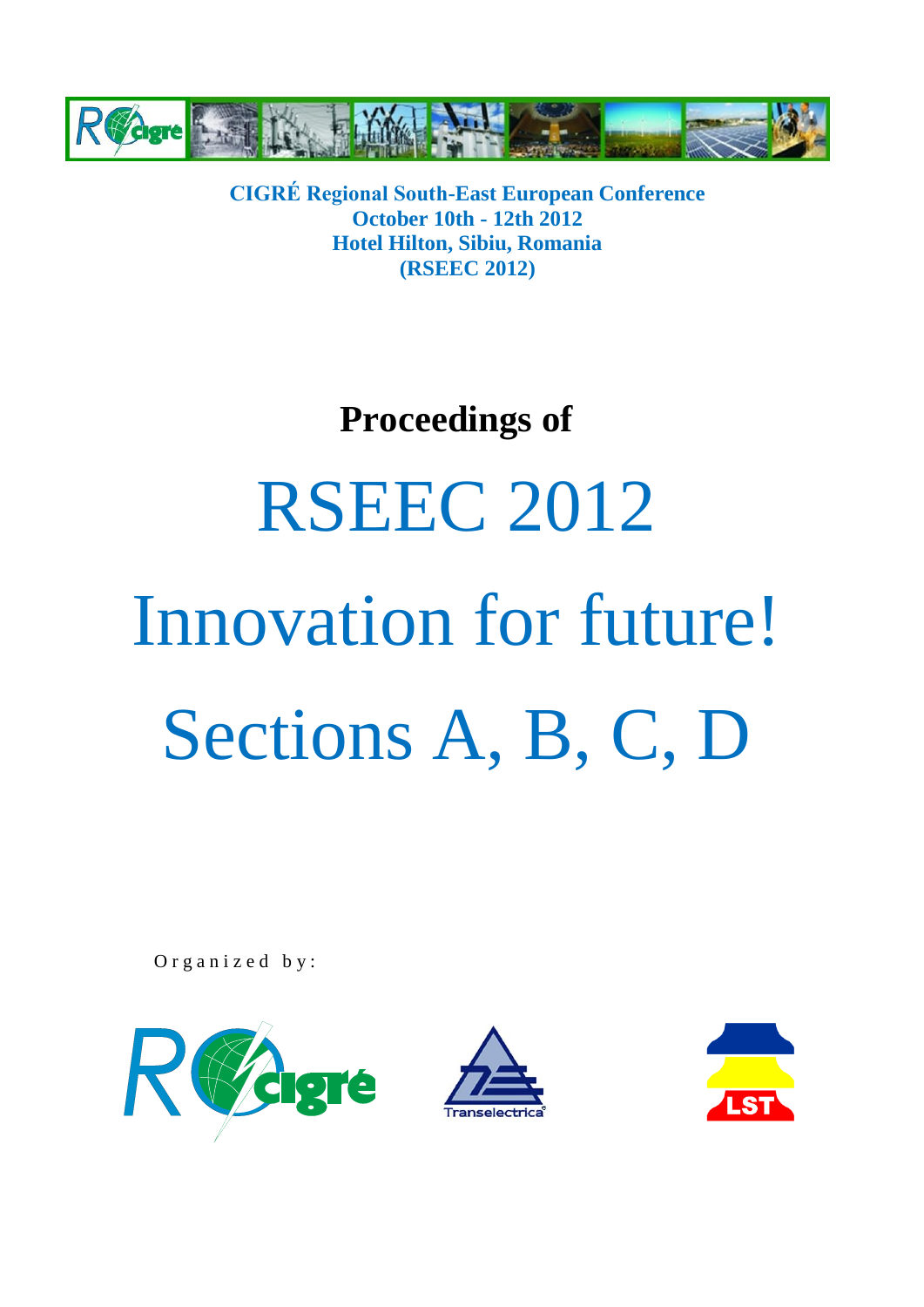**CIGRÉ Regional South-East European Conference**
**October 10th - 12th 2012**
**Hotel Hilton, Sibiu, Romania**
**(RSEEC 2012)**

**Proceedings of**

# RSEEC 2012

# Innovation for future!

# Sections A, B, C, D

Organized by: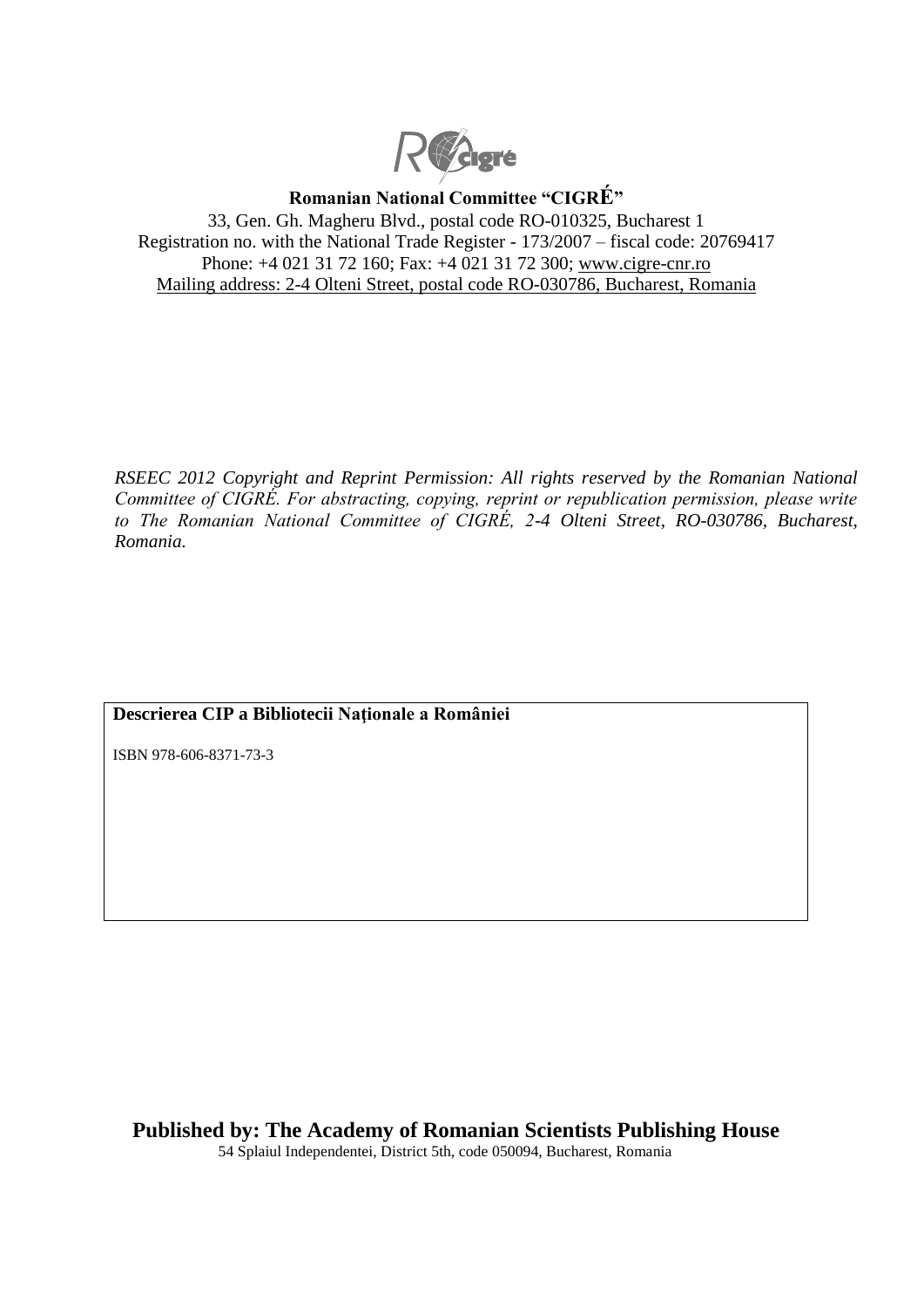**Romanian National Committee "CIGRÉ"**

33, Gen. Gh. Magheru Blvd., postal code RO-010325, Bucharest 1
Registration no. with the National Trade Register - 173/2007 – fiscal code: 20769417
Phone: +4 021 31 72 160; Fax: +4 021 31 72 300; www.cigre-cnr.ro
Mailing address: 2-4 Olteni Street, postal code RO-030786, Bucharest, Romania

*RSEEC 2012 Copyright and Reprint Permission: All rights reserved by the Romanian National Committee of CIGRÉ. For abstracting, copying, reprint or republication permission, please write to The Romanian National Committee of CIGRÉ, 2-4 Olteni Street, RO-030786, Bucharest, Romania.*

**Descrierea CIP a Bibliotecii Naționale a României**

ISBN 978-606-8371-73-3

**Published by: The Academy of Romanian Scientists Publishing House**

54 Splaiul Independentei, District 5th, code 050094, Bucharest, Romania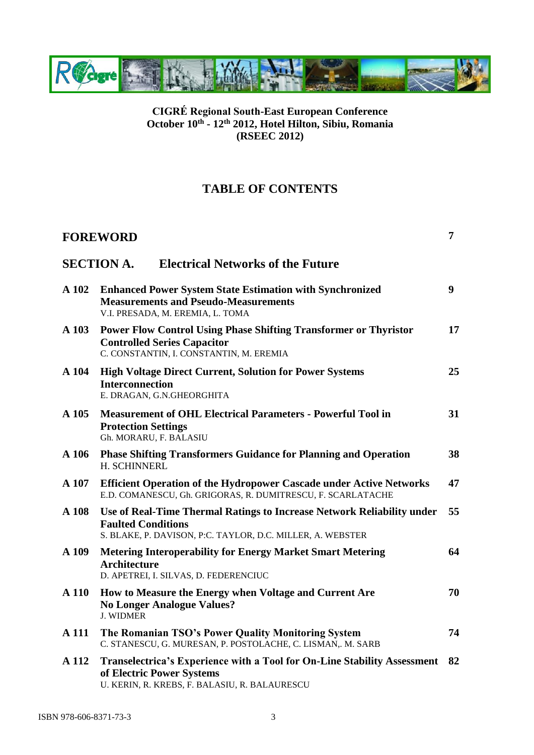**CIGRÉ Regional South-East European Conference**
**October 10th - 12th 2012, Hotel Hilton, Sibiu, Romania**
**(RSEEC 2012)**

# TABLE OF CONTENTS

## FOREWORD 7

## SECTION A. Electrical Networks of the Future

**A 102 Enhanced Power System State Estimation with Synchronized Measurements and Pseudo-Measurements** 9
V.I. PRESADA, M. EREMIA, L. TOMA

**A 103 Power Flow Control Using Phase Shifting Transformer or Thyristor Controlled Series Capacitor** 17
C. CONSTANTIN, I. CONSTANTIN, M. EREMIA

**A 104 High Voltage Direct Current, Solution for Power Systems Interconnection** 25
E. DRAGAN, G.N.GHEORGHITA

**A 105 Measurement of OHL Electrical Parameters - Powerful Tool in Protection Settings** 31
Gh. MORARU, F. BALASIU

**A 106 Phase Shifting Transformers Guidance for Planning and Operation** 38
H. SCHINNERL

**A 107 Efficient Operation of the Hydropower Cascade under Active Networks** 47
E.D. COMANESCU, Gh. GRIGORAS, R. DUMITRESCU, F. SCARLATACHE

**A 108 Use of Real-Time Thermal Ratings to Increase Network Reliability under Faulted Conditions** 55
S. BLAKE, P. DAVISON, P:C. TAYLOR, D.C. MILLER, A. WEBSTER

**A 109 Metering Interoperability for Energy Market Smart Metering Architecture** 64
D. APETREI, I. SILVAS, D. FEDERENCIUC

**A 110 How to Measure the Energy when Voltage and Current Are No Longer Analogue Values?** 70
J. WIDMER

**A 111 The Romanian TSO's Power Quality Monitoring System** 74
C. STANESCU, G. MURESAN, P. POSTOLACHE, C. LISMAN,. M. SARB

**A 112 Transelectrica's Experience with a Tool for On-Line Stability Assessment of Electric Power Systems** 82
U. KERIN, R. KREBS, F. BALASIU, R. BALAURESCU

ISBN 978-606-8371-73-3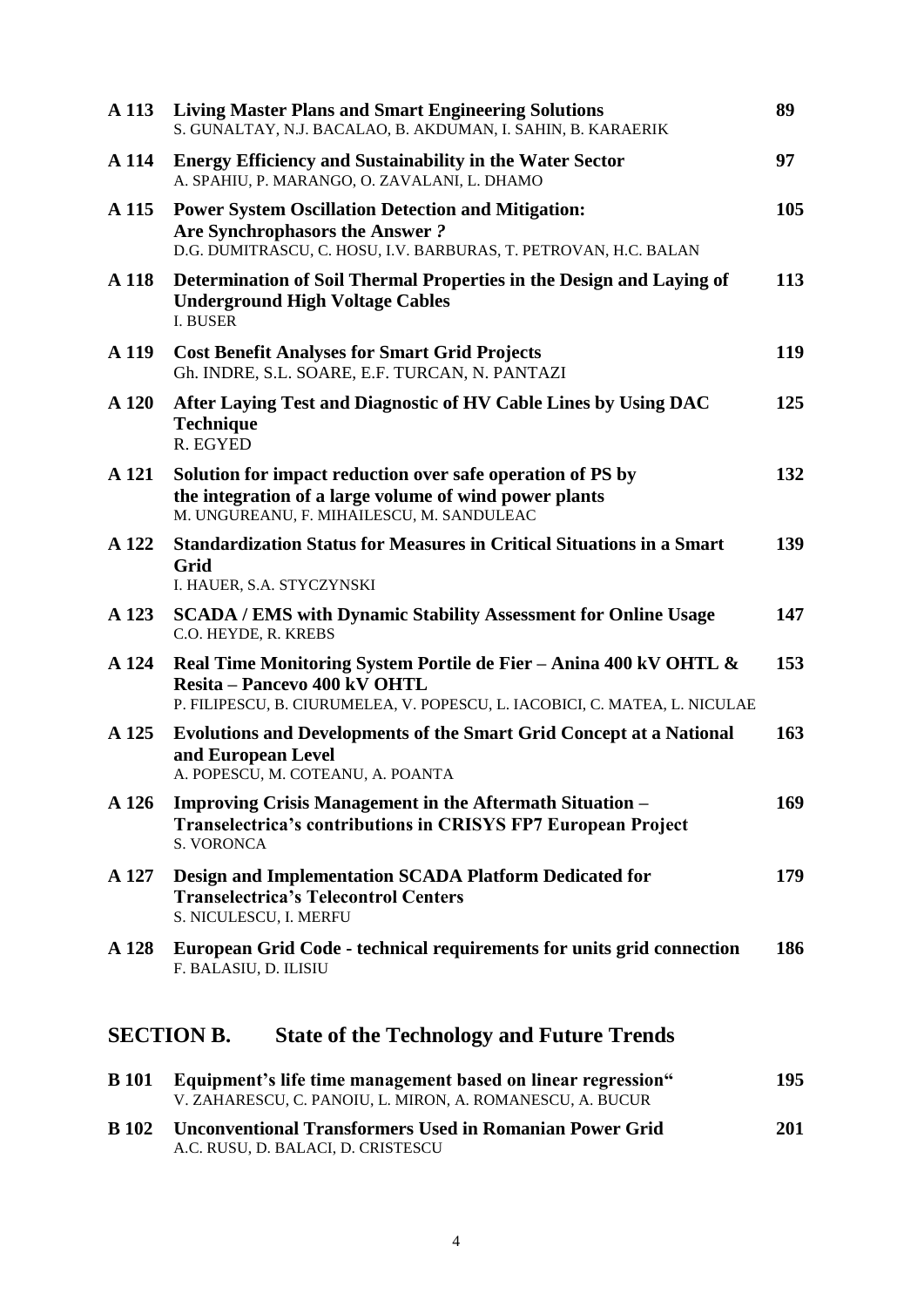| | | |
|---|---|---|
| **A 113** | **Living Master Plans and Smart Engineering Solutions**<br>S. GUNALTAY, N.J. BACALAO, B. AKDUMAN, I. SAHIN, B. KARAERIK | **89** |
| **A 114** | **Energy Efficiency and Sustainability in the Water Sector**<br>A. SPAHIU, P. MARANGO, O. ZAVALANI, L. DHAMO | **97** |
| **A 115** | **Power System Oscillation Detection and Mitigation: Are Synchrophasors the Answer *?***<br>D.G. DUMITRASCU, C. HOSU, I.V. BARBURAS, T. PETROVAN, H.C. BALAN | **105** |
| **A 118** | **Determination of Soil Thermal Properties in the Design and Laying of Underground High Voltage Cables**<br>I. BUSER | **113** |
| **A 119** | **Cost Benefit Analyses for Smart Grid Projects**<br>Gh. INDRE, S.L. SOARE, E.F. TURCAN, N. PANTAZI | **119** |
| **A 120** | **After Laying Test and Diagnostic of HV Cable Lines by Using DAC Technique**<br>R. EGYED | **125** |
| **A 121** | **Solution for impact reduction over safe operation of PS by the integration of a large volume of wind power plants**<br>M. UNGUREANU, F. MIHAILESCU, M. SANDULEAC | **132** |
| **A 122** | **Standardization Status for Measures in Critical Situations in a Smart Grid**<br>I. HAUER, S.A. STYCZYNSKI | **139** |
| **A 123** | **SCADA / EMS with Dynamic Stability Assessment for Online Usage**<br>C.O. HEYDE, R. KREBS | **147** |
| **A 124** | **Real Time Monitoring System Portile de Fier – Anina 400 kV OHTL & Resita – Pancevo 400 kV OHTL**<br>P. FILIPESCU, B. CIURUMELEA, V. POPESCU, L. IACOBICI, C. MATEA, L. NICULAE | **153** |
| **A 125** | **Evolutions and Developments of the Smart Grid Concept at a National and European Level**<br>A. POPESCU, M. COTEANU, A. POANTA | **163** |
| **A 126** | **Improving Crisis Management in the Aftermath Situation – Transelectrica's contributions in CRISYS FP7 European Project**<br>S. VORONCA | **169** |
| **A 127** | **Design and Implementation SCADA Platform Dedicated for Transelectrica's Telecontrol Centers**<br>S. NICULESCU, I. MERFU | **179** |
| **A 128** | **European Grid Code - technical requirements for units grid connection**<br>F. BALASIU, D. ILISIU | **186** |

## SECTION B. State of the Technology and Future Trends

| | | |
|---|---|---|
| **B 101** | **Equipment's life time management based on linear regression"**<br>V. ZAHARESCU, C. PANOIU, L. MIRON, A. ROMANESCU, A. BUCUR | **195** |
| **B 102** | **Unconventional Transformers Used in Romanian Power Grid**<br>A.C. RUSU, D. BALACI, D. CRISTESCU | **201** |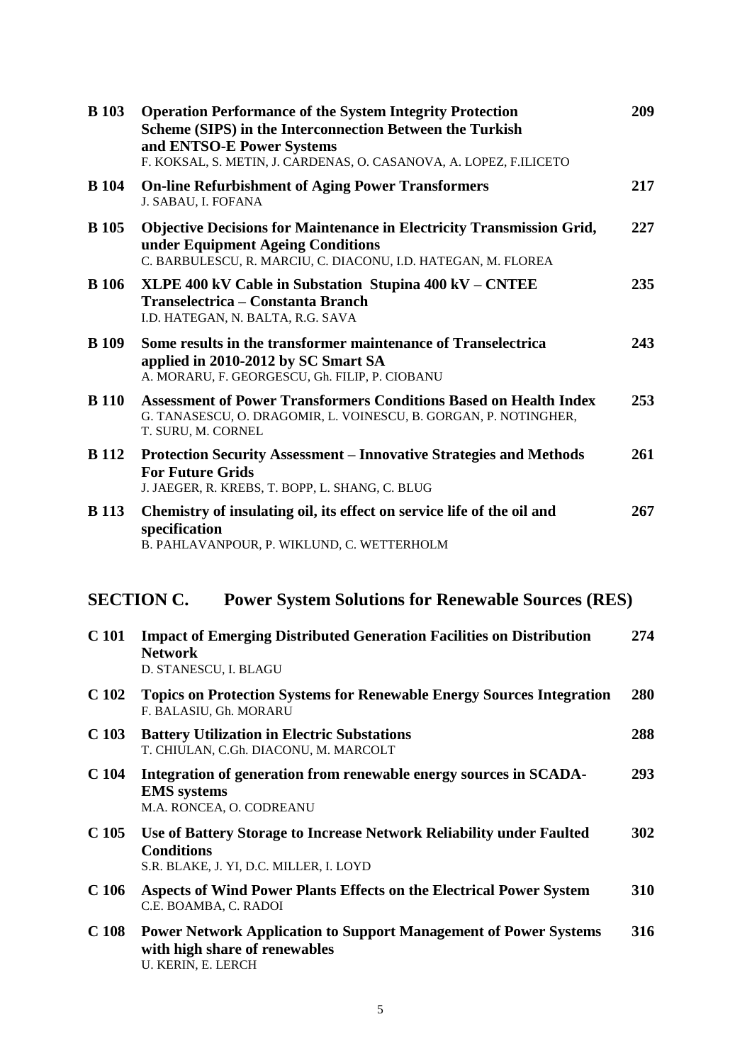| | | |
|---|---|---|
| **B 103** | **Operation Performance of the System Integrity Protection Scheme (SIPS) in the Interconnection Between the Turkish and ENTSO-E Power Systems**<br>F. KOKSAL, S. METIN, J. CARDENAS, O. CASANOVA, A. LOPEZ, F.ILICETO | **209** |
| **B 104** | **On-line Refurbishment of Aging Power Transformers**<br>J. SABAU, I. FOFANA | **217** |
| **B 105** | **Objective Decisions for Maintenance in Electricity Transmission Grid, under Equipment Ageing Conditions**<br>C. BARBULESCU, R. MARCIU, C. DIACONU, I.D. HATEGAN, M. FLOREA | **227** |
| **B 106** | **XLPE 400 kV Cable in Substation Stupina 400 kV – CNTEE Transelectrica – Constanta Branch**<br>I.D. HATEGAN, N. BALTA, R.G. SAVA | **235** |
| **B 109** | **Some results in the transformer maintenance of Transelectrica applied in 2010-2012 by SC Smart SA**<br>A. MORARU, F. GEORGESCU, Gh. FILIP, P. CIOBANU | **243** |
| **B 110** | **Assessment of Power Transformers Conditions Based on Health Index**<br>G. TANASESCU, O. DRAGOMIR, L. VOINESCU, B. GORGAN, P. NOTINGHER, T. SURU, M. CORNEL | **253** |
| **B 112** | **Protection Security Assessment – Innovative Strategies and Methods For Future Grids**<br>J. JAEGER, R. KREBS, T. BOPP, L. SHANG, C. BLUG | **261** |
| **B 113** | **Chemistry of insulating oil, its effect on service life of the oil and specification**<br>B. PAHLAVANPOUR, P. WIKLUND, C. WETTERHOLM | **267** |

## SECTION C. Power System Solutions for Renewable Sources (RES)

| | | |
|---|---|---|
| **C 101** | **Impact of Emerging Distributed Generation Facilities on Distribution Network**<br>D. STANESCU, I. BLAGU | **274** |
| **C 102** | **Topics on Protection Systems for Renewable Energy Sources Integration**<br>F. BALASIU, Gh. MORARU | **280** |
| **C 103** | **Battery Utilization in Electric Substations**<br>T. CHIULAN, C.Gh. DIACONU, M. MARCOLT | **288** |
| **C 104** | **Integration of generation from renewable energy sources in SCADA-EMS systems**<br>M.A. RONCEA, O. CODREANU | **293** |
| **C 105** | **Use of Battery Storage to Increase Network Reliability under Faulted Conditions**<br>S.R. BLAKE, J. YI, D.C. MILLER, I. LOYD | **302** |
| **C 106** | **Aspects of Wind Power Plants Effects on the Electrical Power System**<br>C.E. BOAMBA, C. RADOI | **310** |
| **C 108** | **Power Network Application to Support Management of Power Systems with high share of renewables**<br>U. KERIN, E. LERCH | **316** |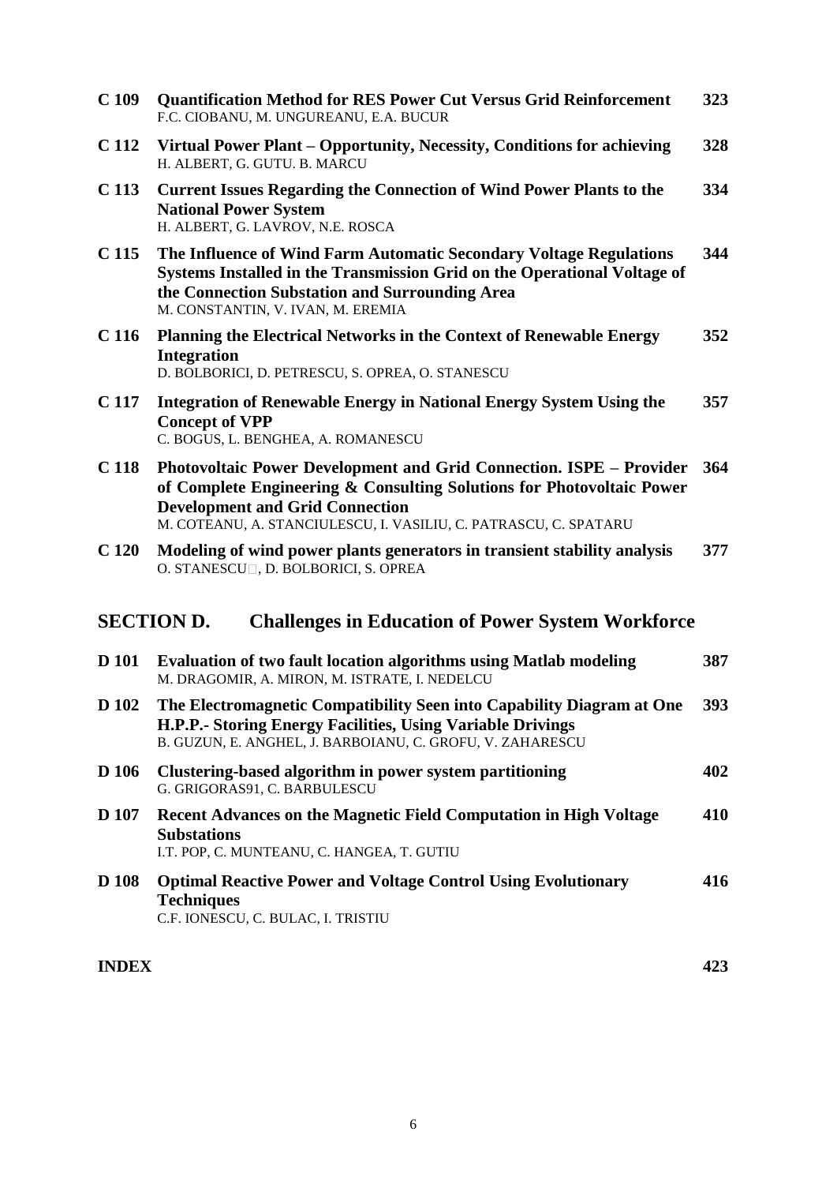| | | |
|---|---|---|
| **C 109** | **Quantification Method for RES Power Cut Versus Grid Reinforcement**<br>F.C. CIOBANU, M. UNGUREANU, E.A. BUCUR | **323** |
| **C 112** | **Virtual Power Plant – Opportunity, Necessity, Conditions for achieving**<br>H. ALBERT, G. GUTU. B. MARCU | **328** |
| **C 113** | **Current Issues Regarding the Connection of Wind Power Plants to the National Power System**<br>H. ALBERT, G. LAVROV, N.E. ROSCA | **334** |
| **C 115** | **The Influence of Wind Farm Automatic Secondary Voltage Regulations Systems Installed in the Transmission Grid on the Operational Voltage of the Connection Substation and Surrounding Area**<br>M. CONSTANTIN, V. IVAN, M. EREMIA | **344** |
| **C 116** | **Planning the Electrical Networks in the Context of Renewable Energy Integration**<br>D. BOLBORICI, D. PETRESCU, S. OPREA, O. STANESCU | **352** |
| **C 117** | **Integration of Renewable Energy in National Energy System Using the Concept of VPP**<br>C. BOGUS, L. BENGHEA, A. ROMANESCU | **357** |
| **C 118** | **Photovoltaic Power Development and Grid Connection. ISPE – Provider of Complete Engineering & Consulting Solutions for Photovoltaic Power Development and Grid Connection**<br>M. COTEANU, A. STANCIULESCU, I. VASILIU, C. PATRASCU, C. SPATARU | **364** |
| **C 120** | **Modeling of wind power plants generators in transient stability analysis**<br>O. STANESCU□, D. BOLBORICI, S. OPREA | **377** |

## SECTION D. Challenges in Education of Power System Workforce

| | | |
|---|---|---|
| **D 101** | **Evaluation of two fault location algorithms using Matlab modeling**<br>M. DRAGOMIR, A. MIRON, M. ISTRATE, I. NEDELCU | **387** |
| **D 102** | **The Electromagnetic Compatibility Seen into Capability Diagram at One H.P.P.- Storing Energy Facilities, Using Variable Drivings**<br>B. GUZUN, E. ANGHEL, J. BARBOIANU, C. GROFU, V. ZAHARESCU | **393** |
| **D 106** | **Clustering-based algorithm in power system partitioning**<br>G. GRIGORAS91, C. BARBULESCU | **402** |
| **D 107** | **Recent Advances on the Magnetic Field Computation in High Voltage Substations**<br>I.T. POP, C. MUNTEANU, C. HANGEA, T. GUTIU | **410** |
| **D 108** | **Optimal Reactive Power and Voltage Control Using Evolutionary Techniques**<br>C.F. IONESCU, C. BULAC, I. TRISTIU | **416** |

**INDEX** **423**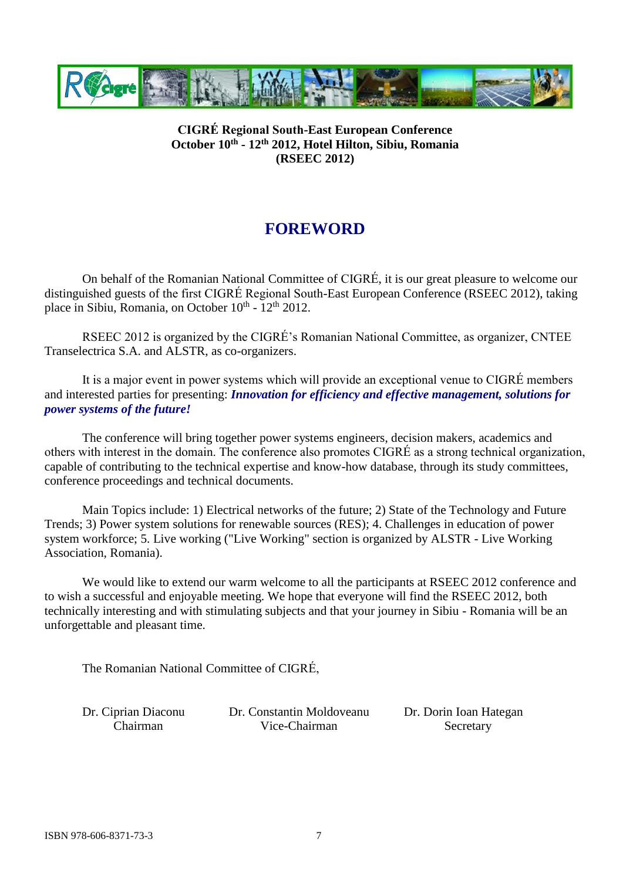**CIGRÉ Regional South-East European Conference**
**October 10th - 12th 2012, Hotel Hilton, Sibiu, Romania**
**(RSEEC 2012)**

# FOREWORD

On behalf of the Romanian National Committee of CIGRÉ, it is our great pleasure to welcome our distinguished guests of the first CIGRÉ Regional South-East European Conference (RSEEC 2012), taking place in Sibiu, Romania, on October 10th - 12th 2012.

RSEEC 2012 is organized by the CIGRÉ's Romanian National Committee, as organizer, CNTEE Transelectrica S.A. and ALSTR, as co-organizers.

It is a major event in power systems which will provide an exceptional venue to CIGRÉ members and interested parties for presenting: ***Innovation for efficiency and effective management, solutions for power systems of the future!***

The conference will bring together power systems engineers, decision makers, academics and others with interest in the domain. The conference also promotes CIGRÉ as a strong technical organization, capable of contributing to the technical expertise and know-how database, through its study committees, conference proceedings and technical documents.

Main Topics include: 1) Electrical networks of the future; 2) State of the Technology and Future Trends; 3) Power system solutions for renewable sources (RES); 4. Challenges in education of power system workforce; 5. Live working ("Live Working" section is organized by ALSTR - Live Working Association, Romania).

We would like to extend our warm welcome to all the participants at RSEEC 2012 conference and to wish a successful and enjoyable meeting. We hope that everyone will find the RSEEC 2012, both technically interesting and with stimulating subjects and that your journey in Sibiu - Romania will be an unforgettable and pleasant time.

The Romanian National Committee of CIGRÉ,

| Dr. Ciprian Diaconu | Dr. Constantin Moldoveanu | Dr. Dorin Ioan Hategan |
|---|---|---|
| Chairman | Vice-Chairman | Secretary |

ISBN 978-606-8371-73-3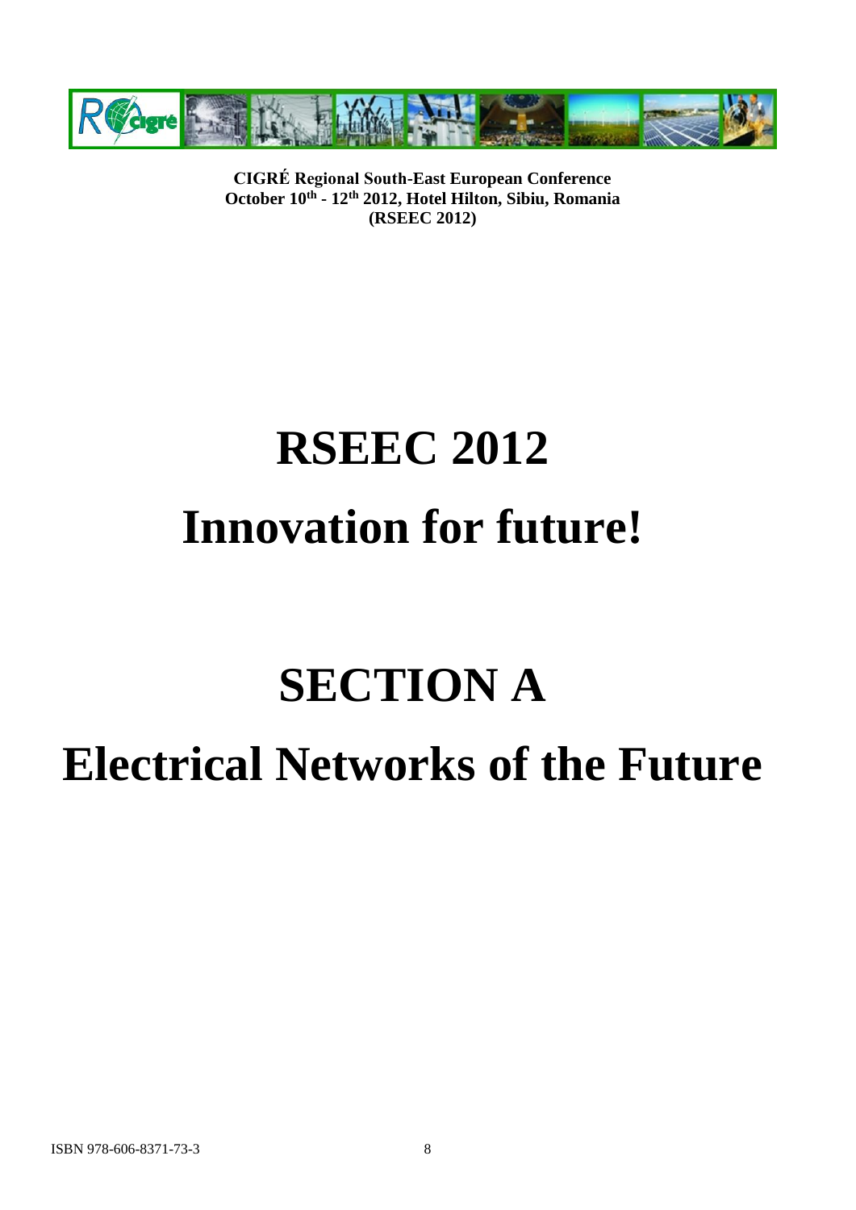**CIGRÉ Regional South-East European Conference**
**October 10th - 12th 2012, Hotel Hilton, Sibiu, Romania**
**(RSEEC 2012)**

# RSEEC 2012

# Innovation for future!

# SECTION A

# Electrical Networks of the Future

ISBN 978-606-8371-73-3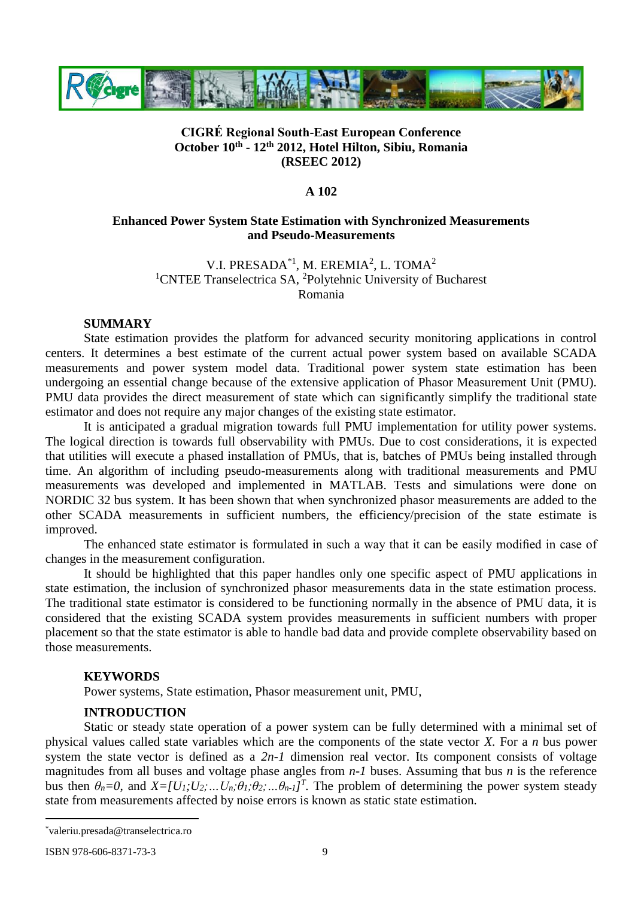**CIGRÉ Regional South-East European Conference**
**October 10th - 12th 2012, Hotel Hilton, Sibiu, Romania**
**(RSEEC 2012)**

**A 102**

# Enhanced Power System State Estimation with Synchronized Measurements and Pseudo-Measurements

V.I. PRESADA*[1], M. EREMIA[2], L. TOMA[2]
[1]CNTEE Transelectrica SA, [2]Polytehnic University of Bucharest
Romania

## SUMMARY

State estimation provides the platform for advanced security monitoring applications in control centers. It determines a best estimate of the current actual power system based on available SCADA measurements and power system model data. Traditional power system state estimation has been undergoing an essential change because of the extensive application of Phasor Measurement Unit (PMU). PMU data provides the direct measurement of state which can significantly simplify the traditional state estimator and does not require any major changes of the existing state estimator.

It is anticipated a gradual migration towards full PMU implementation for utility power systems. The logical direction is towards full observability with PMUs. Due to cost considerations, it is expected that utilities will execute a phased installation of PMUs, that is, batches of PMUs being installed through time. An algorithm of including pseudo-measurements along with traditional measurements and PMU measurements was developed and implemented in MATLAB. Tests and simulations were done on NORDIC 32 bus system. It has been shown that when synchronized phasor measurements are added to the other SCADA measurements in sufficient numbers, the efficiency/precision of the state estimate is improved.

The enhanced state estimator is formulated in such a way that it can be easily modified in case of changes in the measurement configuration.

It should be highlighted that this paper handles only one specific aspect of PMU applications in state estimation, the inclusion of synchronized phasor measurements data in the state estimation process. The traditional state estimator is considered to be functioning normally in the absence of PMU data, it is considered that the existing SCADA system provides measurements in sufficient numbers with proper placement so that the state estimator is able to handle bad data and provide complete observability based on those measurements.

## KEYWORDS

Power systems, State estimation, Phasor measurement unit, PMU,

## INTRODUCTION

Static or steady state operation of a power system can be fully determined with a minimal set of physical values called state variables which are the components of the state vector $X$. For a $n$ bus power system the state vector is defined as a $2n-1$ dimension real vector. Its component consists of voltage magnitudes from all buses and voltage phase angles from $n-1$ buses. Assuming that bus $n$ is the reference bus then $\theta_n=0$, and $X=[U_1;U_2;\dots U_n;\theta_1;\theta_2;\dots\theta_{n-1}]^T$. The problem of determining the power system steady state from measurements affected by noise errors is known as static state estimation.

*valeriu.presada@transelectrica.ro

ISBN 978-606-8371-73-3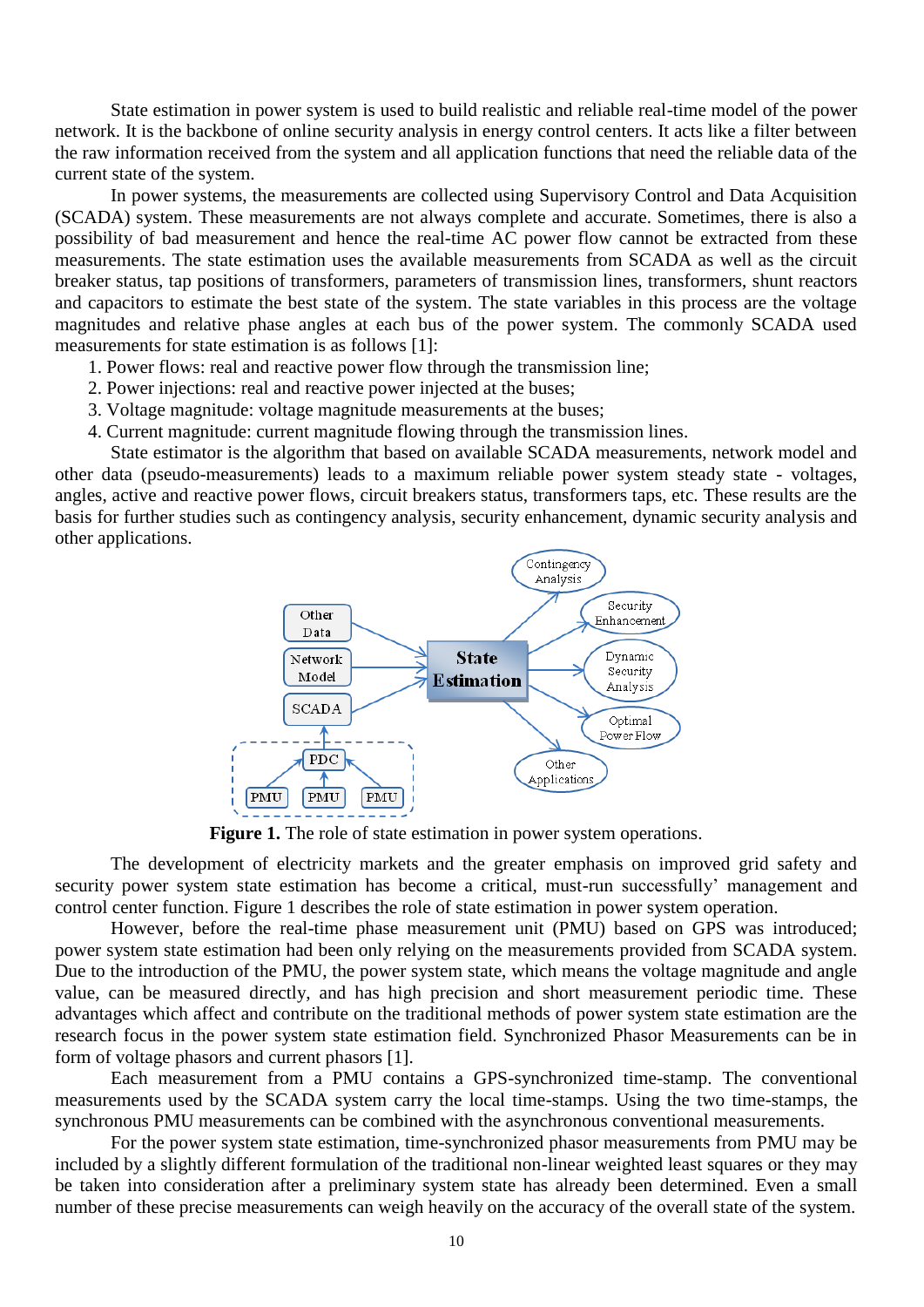State estimation in power system is used to build realistic and reliable real-time model of the power network. It is the backbone of online security analysis in energy control centers. It acts like a filter between the raw information received from the system and all application functions that need the reliable data of the current state of the system.

In power systems, the measurements are collected using Supervisory Control and Data Acquisition (SCADA) system. These measurements are not always complete and accurate. Sometimes, there is also a possibility of bad measurement and hence the real-time AC power flow cannot be extracted from these measurements. The state estimation uses the available measurements from SCADA as well as the circuit breaker status, tap positions of transformers, parameters of transmission lines, transformers, shunt reactors and capacitors to estimate the best state of the system. The state variables in this process are the voltage magnitudes and relative phase angles at each bus of the power system. The commonly SCADA used measurements for state estimation is as follows [1]:

1. Power flows: real and reactive power flow through the transmission line;
2. Power injections: real and reactive power injected at the buses;
3. Voltage magnitude: voltage magnitude measurements at the buses;
4. Current magnitude: current magnitude flowing through the transmission lines.

State estimator is the algorithm that based on available SCADA measurements, network model and other data (pseudo-measurements) leads to a maximum reliable power system steady state - voltages, angles, active and reactive power flows, circuit breakers status, transformers taps, etc. These results are the basis for further studies such as contingency analysis, security enhancement, dynamic security analysis and other applications.

Other Data
Network Model
SCADA
PDC
PMU
PMU
PMU
State Estimation
Contingency Analysis
Security Enhancement
Dynamic Security Analysis
Optimal Power Flow
Other Applications

**Figure 1.** The role of state estimation in power system operations.

The development of electricity markets and the greater emphasis on improved grid safety and security power system state estimation has become a critical, must-run successfully' management and control center function. Figure 1 describes the role of state estimation in power system operation.

However, before the real-time phase measurement unit (PMU) based on GPS was introduced; power system state estimation had been only relying on the measurements provided from SCADA system. Due to the introduction of the PMU, the power system state, which means the voltage magnitude and angle value, can be measured directly, and has high precision and short measurement periodic time. These advantages which affect and contribute on the traditional methods of power system state estimation are the research focus in the power system state estimation field. Synchronized Phasor Measurements can be in form of voltage phasors and current phasors [1].

Each measurement from a PMU contains a GPS-synchronized time-stamp. The conventional measurements used by the SCADA system carry the local time-stamps. Using the two time-stamps, the synchronous PMU measurements can be combined with the asynchronous conventional measurements.

For the power system state estimation, time-synchronized phasor measurements from PMU may be included by a slightly different formulation of the traditional non-linear weighted least squares or they may be taken into consideration after a preliminary system state has already been determined. Even a small number of these precise measurements can weigh heavily on the accuracy of the overall state of the system.